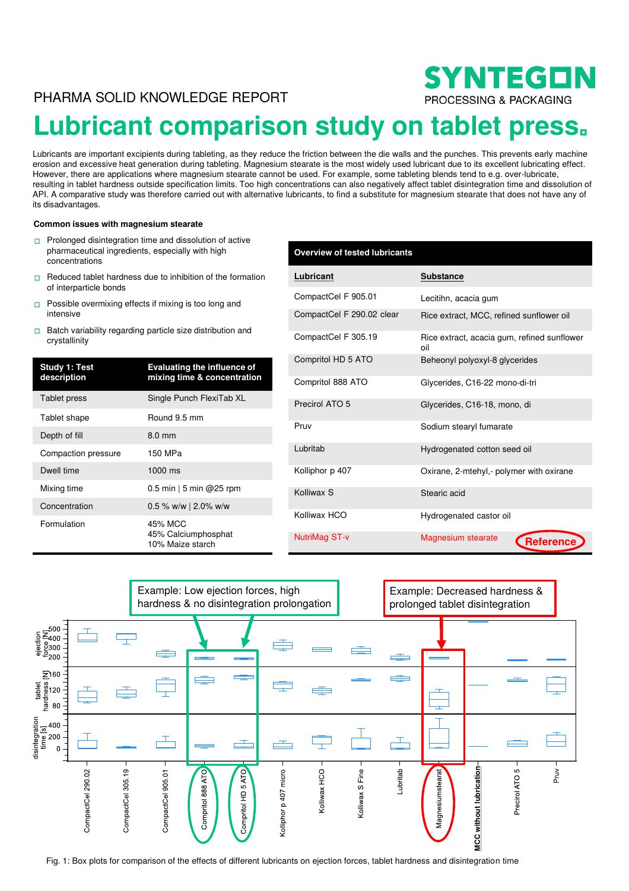PHARMA SOLID KNOWLEDGE REPORT

# Lubricant comparison study on tablet press

Lubricants are important excipients during tableting, as they reduce the friction between the die walls and the punches. This prevents early machine erosion and excessive heat generation during tableting. Magnesium stearate is the most widely used lubricant due to its excellent lubricating effect. However, there are applications where magnesium stearate cannot be used. For example, some tableting blends tend to e.g. over-lubricate, resulting in tablet hardness outside specification limits. Too high concentrations can also negatively affect tablet disintegration time and dissolution of API. A comparative study was therefore carried out with alternative lubricants, to find a substitute for magnesium stearate that does not have any of its disadvantages.

**Common issues with magnesium stearate**

- Prolonged disintegration time and dissolution of active pharmaceutical ingredients, especially with high concentrations
- Reduced tablet hardness due to inhibition of the formation of interparticle bonds
- Possible overmixing effects if mixing is too long and intensive
- Batch variability regarding particle size distribution and crystallinity

| Study 1: Test description | Evaluating the influence of mixing time & concentration |
|---|---|
| Tablet press | Single Punch FlexiTab XL |
| Tablet shape | Round 9.5 mm |
| Depth of fill | 8.0 mm |
| Compaction pressure | 150 MPa |
| Dwell time | 1000 ms |
| Mixing time | 0.5 min \| 5 min @25 rpm |
| Concentration | 0.5 % w/w \| 2.0% w/w |
| Formulation | 45% MCC<br>45% Calciumphosphat<br>10% Maize starch |

**Overview of tested lubricants**

| Lubricant | Substance |
|---|---|
| CompactCel F 905.01 | Lecitihn, acacia gum |
| CompactCel F 290.02 clear | Rice extract, MCC, refined sunflower oil |
| CompactCel F 305.19 | Rice extract, acacia gum, refined sunflower oil |
| Compritol HD 5 ATO | Beheonyl polyoxyl-8 glycerides |
| Compritol 888 ATO | Glycerides, C16-22 mono-di-tri |
| Precirol ATO 5 | Glycerides, C16-18, mono, di |
| Pruv | Sodium stearyl fumarate |
| Lubritab | Hydrogenated cotton seed oil |
| Kolliphor p 407 | Oxirane, 2-mtehyl,- polymer with oxirane |
| Kolliwax S | Stearic acid |
| Kolliwax HCO | Hydrogenated castor oil |
| NutriMag ST-v | Magnesium stearate (Reference) |

Example: Low ejection forces, high hardness & no disintegration prolongation

Example: Decreased hardness & prolonged tablet disintegration

Fig. 1: Box plots for comparison of the effects of different lubricants on ejection forces, tablet hardness and disintegration time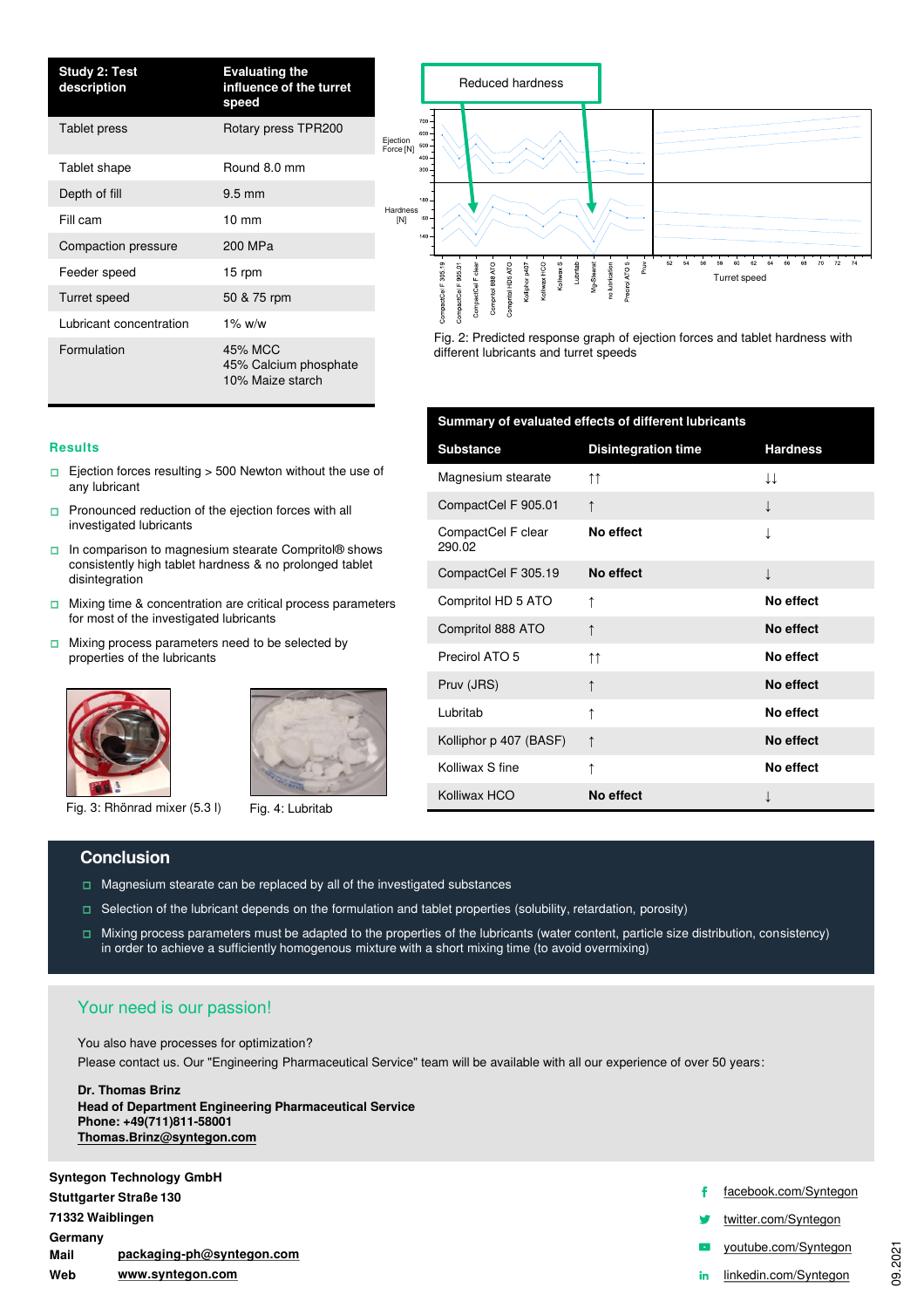| Study 2: Test description | Evaluating the influence of the turret speed |
|---|---|
| Tablet press | Rotary press TPR200 |
| Tablet shape | Round 8.0 mm |
| Depth of fill | 9.5 mm |
| Fill cam | 10 mm |
| Compaction pressure | 200 MPa |
| Feeder speed | 15 rpm |
| Turret speed | 50 & 75 rpm |
| Lubricant concentration | 1% w/w |
| Formulation | 45% MCC<br>45% Calcium phosphate<br>10% Maize starch |

Reduced hardness

Ejection Force [N]

700
600
500
400
300

Hardness [N]

180
160
140

CompactCel F 305.19
CompactCel F 905.01
CompactCel F clear
Compritol 888 ATO
Compritol HD5 ATO
Kolliphor p407
Kolliwax HCO
Kolliwax S
Lubritab
Mg-Stearat
no lubrication
Precirol ATO 5
Pruv

52 54 56 58 60 62 64 66 68 70 72 74

Turret speed

Fig. 2: Predicted response graph of ejection forces and tablet hardness with different lubricants and turret speeds

## Results

- Ejection forces resulting > 500 Newton without the use of any lubricant
- Pronounced reduction of the ejection forces with all investigated lubricants
- In comparison to magnesium stearate Compritol® shows consistently high tablet hardness & no prolonged tablet disintegration
- Mixing time & concentration are critical process parameters for most of the investigated lubricants
- Mixing process parameters need to be selected by properties of the lubricants

Fig. 3: Rhönrad mixer (5.3 l)

Fig. 4: Lubritab

| Summary of evaluated effects of different lubricants | | |
|---|---|---|
| **Substance** | **Disintegration time** | **Hardness** |
| Magnesium stearate | ↑↑ | ↓↓ |
| CompactCel F 905.01 | ↑ | ↓ |
| CompactCel F clear 290.02 | **No effect** | ↓ |
| CompactCel F 305.19 | **No effect** | ↓ |
| Compritol HD 5 ATO | ↑ | **No effect** |
| Compritol 888 ATO | ↑ | **No effect** |
| Precirol ATO 5 | ↑↑ | **No effect** |
| Pruv (JRS) | ↑ | **No effect** |
| Lubritab | ↑ | **No effect** |
| Kolliphor p 407 (BASF) | ↑ | **No effect** |
| Kolliwax S fine | ↑ | **No effect** |
| Kolliwax HCO | **No effect** | ↓ |

## Conclusion

- Magnesium stearate can be replaced by all of the investigated substances
- Selection of the lubricant depends on the formulation and tablet properties (solubility, retardation, porosity)
- Mixing process parameters must be adapted to the properties of the lubricants (water content, particle size distribution, consistency) in order to achieve a sufficiently homogenous mixture with a short mixing time (to avoid overmixing)

## Your need is our passion!

You also have processes for optimization?
Please contact us. Our "Engineering Pharmaceutical Service" team will be available with all our experience of over 50 years:

**Dr. Thomas Brinz**
**Head of Department Engineering Pharmaceutical Service**
**Phone: +49(711)811-58001**
**Thomas.Brinz@syntegon.com**

**Syntegon Technology GmbH**
**Stuttgarter Straße 130**
**71332 Waiblingen**
**Germany**
**Mail** packaging-ph@syntegon.com
**Web** www.syntegon.com

facebook.com/Syntegon
twitter.com/Syntegon
youtube.com/Syntegon
linkedin.com/Syntegon

09.2021